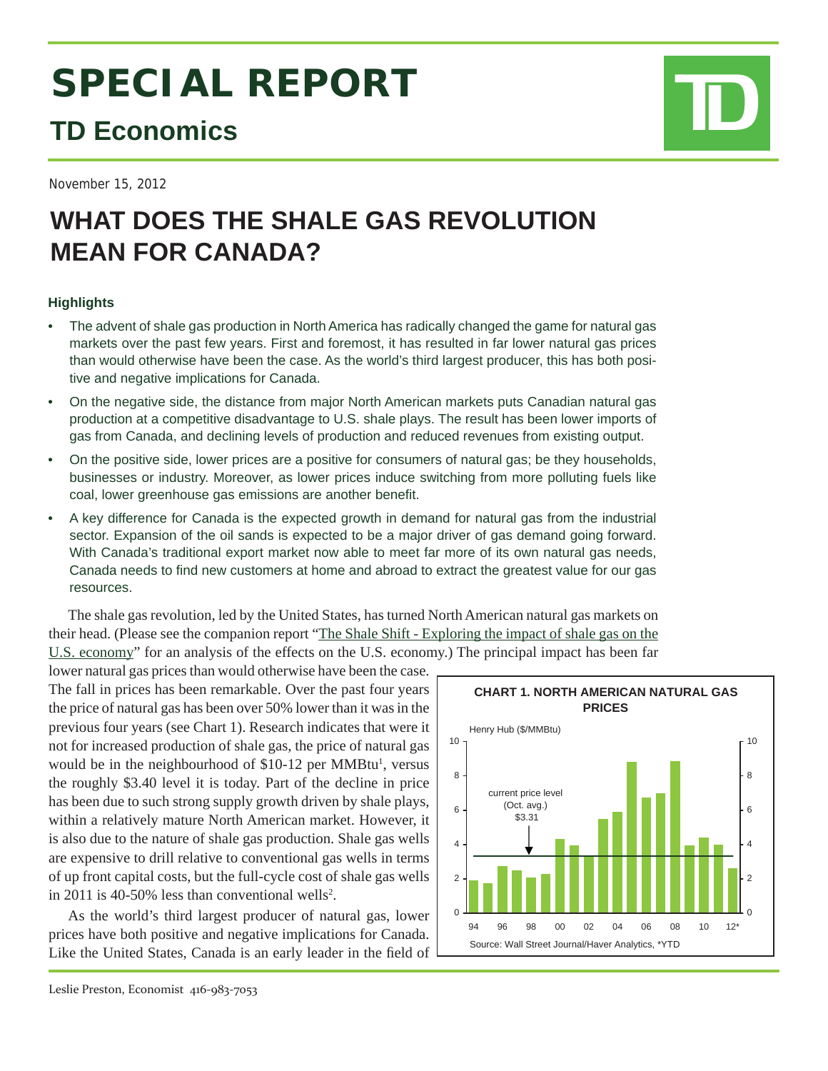# SPECIAL REPORT

## TD Economics

November 15, 2012

# WHAT DOES THE SHALE GAS REVOLUTION MEAN FOR CANADA?

### Highlights

- The advent of shale gas production in North America has radically changed the game for natural gas markets over the past few years. First and foremost, it has resulted in far lower natural gas prices than would otherwise have been the case. As the world's third largest producer, this has both positive and negative implications for Canada.
- On the negative side, the distance from major North American markets puts Canadian natural gas production at a competitive disadvantage to U.S. shale plays. The result has been lower imports of gas from Canada, and declining levels of production and reduced revenues from existing output.
- On the positive side, lower prices are a positive for consumers of natural gas; be they households, businesses or industry. Moreover, as lower prices induce switching from more polluting fuels like coal, lower greenhouse gas emissions are another benefit.
- A key difference for Canada is the expected growth in demand for natural gas from the industrial sector. Expansion of the oil sands is expected to be a major driver of gas demand going forward. With Canada's traditional export market now able to meet far more of its own natural gas needs, Canada needs to find new customers at home and abroad to extract the greatest value for our gas resources.

The shale gas revolution, led by the United States, has turned North American natural gas markets on their head. (Please see the companion report "The Shale Shift - Exploring the impact of shale gas on the U.S. economy" for an analysis of the effects on the U.S. economy.) The principal impact has been far lower natural gas prices than would otherwise have been the case. The fall in prices has been remarkable. Over the past four years the price of natural gas has been over 50% lower than it was in the previous four years (see Chart 1). Research indicates that were it not for increased production of shale gas, the price of natural gas would be in the neighbourhood of $10-12 per MMBtu[1], versus the roughly $3.40 level it is today. Part of the decline in price has been due to such strong supply growth driven by shale plays, within a relatively mature North American market. However, it is also due to the nature of shale gas production. Shale gas wells are expensive to drill relative to conventional gas wells in terms of up front capital costs, but the full-cycle cost of shale gas wells in 2011 is 40-50% less than conventional wells[2].

**CHART 1. NORTH AMERICAN NATURAL GAS PRICES**

Henry Hub ($/MMBtu); current price level (Oct. avg.) $3.31

Source: Wall Street Journal/Haver Analytics, *YTD

As the world's third largest producer of natural gas, lower prices have both positive and negative implications for Canada. Like the United States, Canada is an early leader in the field of

Leslie Preston, Economist 416-983-7053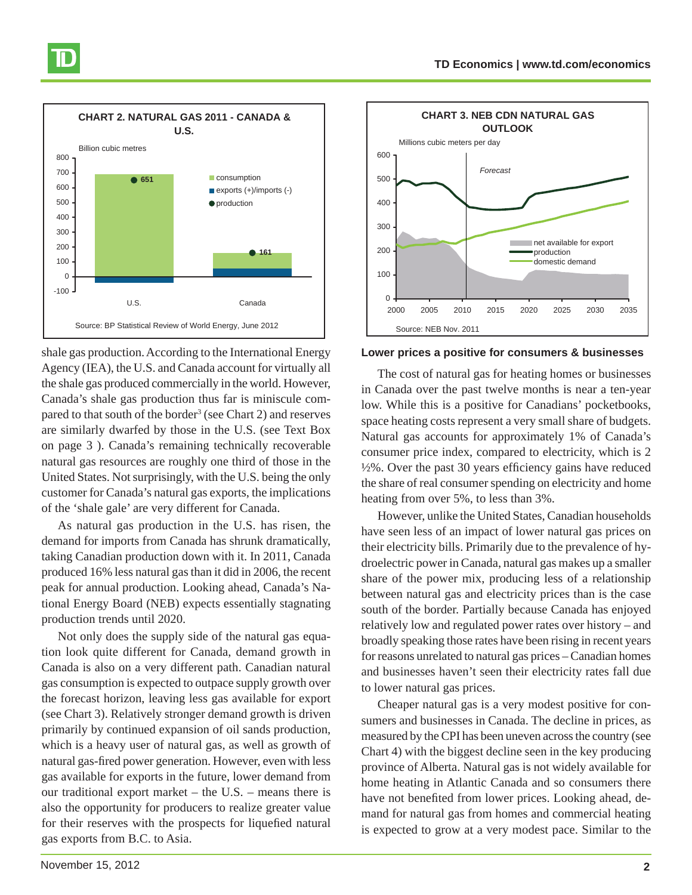**CHART 2. NATURAL GAS 2011 - CANADA & U.S.**

Billion cubic metres

Source: BP Statistical Review of World Energy, June 2012

**CHART 3. NEB CDN NATURAL GAS OUTLOOK**

Millions cubic meters per day

Source: NEB Nov. 2011

shale gas production. According to the International Energy Agency (IEA), the U.S. and Canada account for virtually all the shale gas produced commercially in the world. However, Canada's shale gas production thus far is miniscule compared to that south of the border[3] (see Chart 2) and reserves are similarly dwarfed by those in the U.S. (see Text Box on page 3 ). Canada's remaining technically recoverable natural gas resources are roughly one third of those in the United States. Not surprisingly, with the U.S. being the only customer for Canada's natural gas exports, the implications of the 'shale gale' are very different for Canada.

As natural gas production in the U.S. has risen, the demand for imports from Canada has shrunk dramatically, taking Canadian production down with it. In 2011, Canada produced 16% less natural gas than it did in 2006, the recent peak for annual production. Looking ahead, Canada's National Energy Board (NEB) expects essentially stagnating production trends until 2020.

Not only does the supply side of the natural gas equation look quite different for Canada, demand growth in Canada is also on a very different path. Canadian natural gas consumption is expected to outpace supply growth over the forecast horizon, leaving less gas available for export (see Chart 3). Relatively stronger demand growth is driven primarily by continued expansion of oil sands production, which is a heavy user of natural gas, as well as growth of natural gas-fired power generation. However, even with less gas available for exports in the future, lower demand from our traditional export market – the U.S. – means there is also the opportunity for producers to realize greater value for their reserves with the prospects for liquefied natural gas exports from B.C. to Asia.

### Lower prices a positive for consumers & businesses

The cost of natural gas for heating homes or businesses in Canada over the past twelve months is near a ten-year low. While this is a positive for Canadians' pocketbooks, space heating costs represent a very small share of budgets. Natural gas accounts for approximately 1% of Canada's consumer price index, compared to electricity, which is 2 ½%. Over the past 30 years efficiency gains have reduced the share of real consumer spending on electricity and home heating from over 5%, to less than 3%.

However, unlike the United States, Canadian households have seen less of an impact of lower natural gas prices on their electricity bills. Primarily due to the prevalence of hydroelectric power in Canada, natural gas makes up a smaller share of the power mix, producing less of a relationship between natural gas and electricity prices than is the case south of the border. Partially because Canada has enjoyed relatively low and regulated power rates over history – and broadly speaking those rates have been rising in recent years for reasons unrelated to natural gas prices – Canadian homes and businesses haven't seen their electricity rates fall due to lower natural gas prices.

Cheaper natural gas is a very modest positive for consumers and businesses in Canada. The decline in prices, as measured by the CPI has been uneven across the country (see Chart 4) with the biggest decline seen in the key producing province of Alberta. Natural gas is not widely available for home heating in Atlantic Canada and so consumers there have not benefited from lower prices. Looking ahead, demand for natural gas from homes and commercial heating is expected to grow at a very modest pace. Similar to the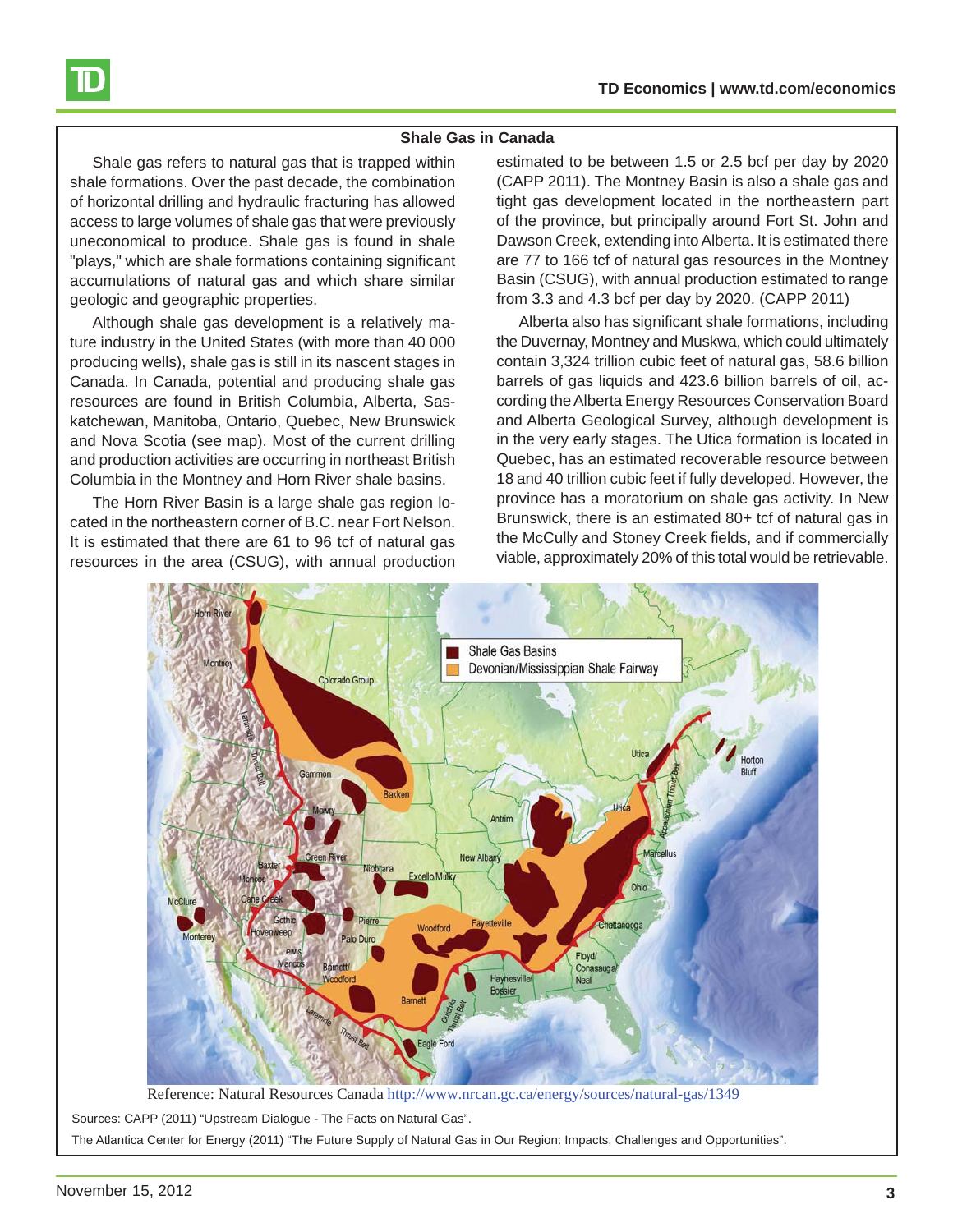## Shale Gas in Canada

Shale gas refers to natural gas that is trapped within shale formations. Over the past decade, the combination of horizontal drilling and hydraulic fracturing has allowed access to large volumes of shale gas that were previously uneconomical to produce. Shale gas is found in shale "plays," which are shale formations containing significant accumulations of natural gas and which share similar geologic and geographic properties.

Although shale gas development is a relatively mature industry in the United States (with more than 40 000 producing wells), shale gas is still in its nascent stages in Canada. In Canada, potential and producing shale gas resources are found in British Columbia, Alberta, Saskatchewan, Manitoba, Ontario, Quebec, New Brunswick and Nova Scotia (see map). Most of the current drilling and production activities are occurring in northeast British Columbia in the Montney and Horn River shale basins.

The Horn River Basin is a large shale gas region located in the northeastern corner of B.C. near Fort Nelson. It is estimated that there are 61 to 96 tcf of natural gas resources in the area (CSUG), with annual production estimated to be between 1.5 or 2.5 bcf per day by 2020 (CAPP 2011). The Montney Basin is also a shale gas and tight gas development located in the northeastern part of the province, but principally around Fort St. John and Dawson Creek, extending into Alberta. It is estimated there are 77 to 166 tcf of natural gas resources in the Montney Basin (CSUG), with annual production estimated to range from 3.3 and 4.3 bcf per day by 2020. (CAPP 2011)

Alberta also has significant shale formations, including the Duvernay, Montney and Muskwa, which could ultimately contain 3,324 trillion cubic feet of natural gas, 58.6 billion barrels of gas liquids and 423.6 billion barrels of oil, according the Alberta Energy Resources Conservation Board and Alberta Geological Survey, although development is in the very early stages. The Utica formation is located in Quebec, has an estimated recoverable resource between 18 and 40 trillion cubic feet if fully developed. However, the province has a moratorium on shale gas activity. In New Brunswick, there is an estimated 80+ tcf of natural gas in the McCully and Stoney Creek fields, and if commercially viable, approximately 20% of this total would be retrievable.

Reference: Natural Resources Canada http://www.nrcan.gc.ca/energy/sources/natural-gas/1349

Sources: CAPP (2011) "Upstream Dialogue - The Facts on Natural Gas".

The Atlantica Center for Energy (2011) "The Future Supply of Natural Gas in Our Region: Impacts, Challenges and Opportunities".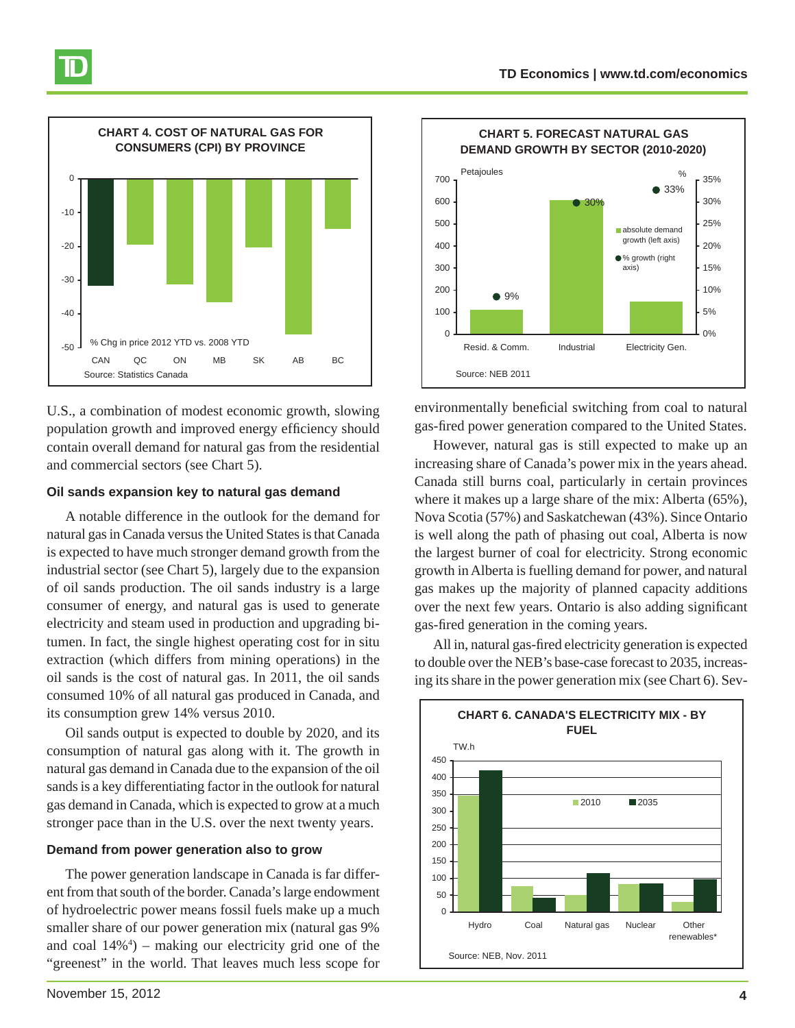**CHART 4. COST OF NATURAL GAS FOR CONSUMERS (CPI) BY PROVINCE**

% Chg in price 2012 YTD vs. 2008 YTD

Source: Statistics Canada

**CHART 5. FORECAST NATURAL GAS DEMAND GROWTH BY SECTOR (2010-2020)**

Source: NEB 2011

U.S., a combination of modest economic growth, slowing population growth and improved energy efficiency should contain overall demand for natural gas from the residential and commercial sectors (see Chart 5).

### Oil sands expansion key to natural gas demand

A notable difference in the outlook for the demand for natural gas in Canada versus the United States is that Canada is expected to have much stronger demand growth from the industrial sector (see Chart 5), largely due to the expansion of oil sands production. The oil sands industry is a large consumer of energy, and natural gas is used to generate electricity and steam used in production and upgrading bitumen. In fact, the single highest operating cost for in situ extraction (which differs from mining operations) in the oil sands is the cost of natural gas. In 2011, the oil sands consumed 10% of all natural gas produced in Canada, and its consumption grew 14% versus 2010.

Oil sands output is expected to double by 2020, and its consumption of natural gas along with it. The growth in natural gas demand in Canada due to the expansion of the oil sands is a key differentiating factor in the outlook for natural gas demand in Canada, which is expected to grow at a much stronger pace than in the U.S. over the next twenty years.

### Demand from power generation also to grow

The power generation landscape in Canada is far different from that south of the border. Canada's large endowment of hydroelectric power means fossil fuels make up a much smaller share of our power generation mix (natural gas 9% and coal 14%[4]) – making our electricity grid one of the "greenest" in the world. That leaves much less scope for environmentally beneficial switching from coal to natural gas-fired power generation compared to the United States.

However, natural gas is still expected to make up an increasing share of Canada's power mix in the years ahead. Canada still burns coal, particularly in certain provinces where it makes up a large share of the mix: Alberta (65%), Nova Scotia (57%) and Saskatchewan (43%). Since Ontario is well along the path of phasing out coal, Alberta is now the largest burner of coal for electricity. Strong economic growth in Alberta is fuelling demand for power, and natural gas makes up the majority of planned capacity additions over the next few years. Ontario is also adding significant gas-fired generation in the coming years.

All in, natural gas-fired electricity generation is expected to double over the NEB's base-case forecast to 2035, increasing its share in the power generation mix (see Chart 6). Sev-

**CHART 6. CANADA'S ELECTRICITY MIX - BY FUEL**

Source: NEB, Nov. 2011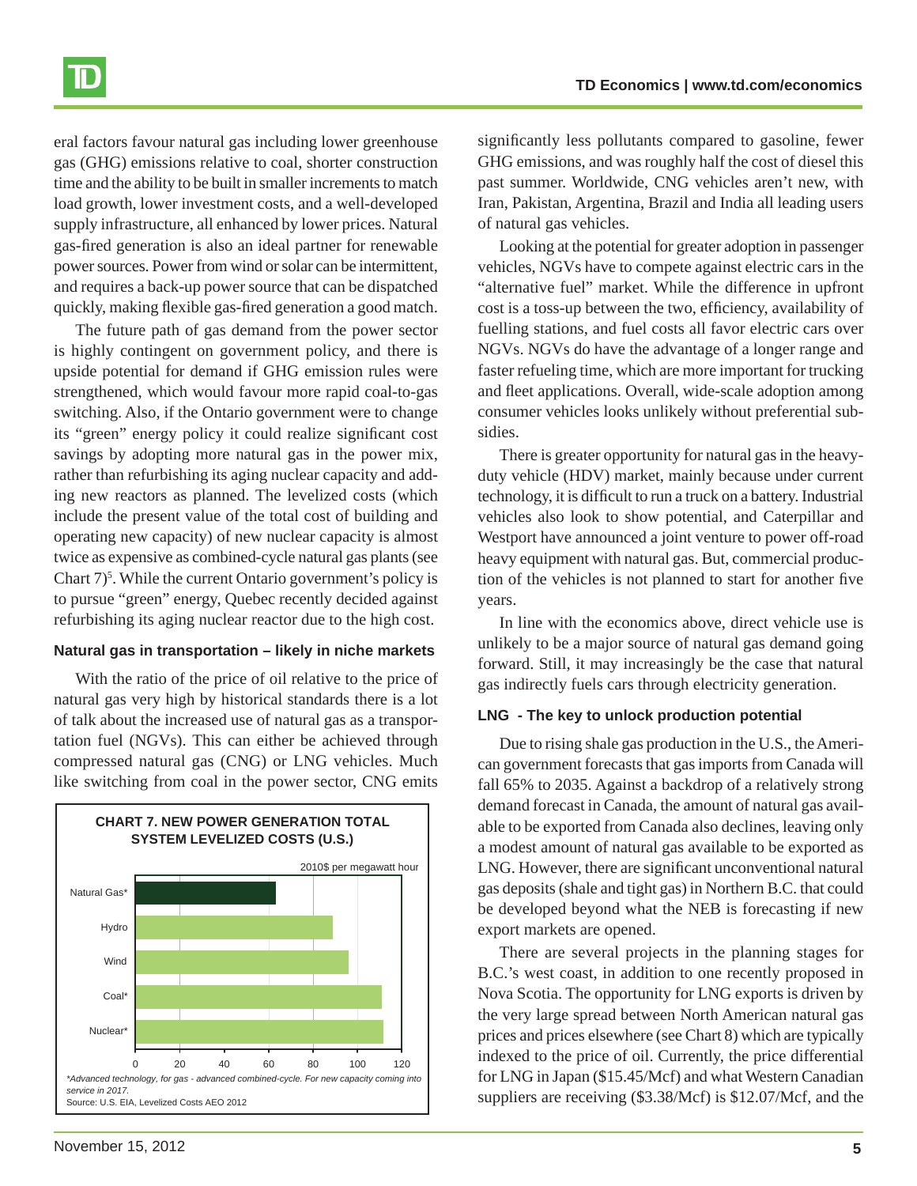eral factors favour natural gas including lower greenhouse gas (GHG) emissions relative to coal, shorter construction time and the ability to be built in smaller increments to match load growth, lower investment costs, and a well-developed supply infrastructure, all enhanced by lower prices. Natural gas-fired generation is also an ideal partner for renewable power sources. Power from wind or solar can be intermittent, and requires a back-up power source that can be dispatched quickly, making flexible gas-fired generation a good match.

The future path of gas demand from the power sector is highly contingent on government policy, and there is upside potential for demand if GHG emission rules were strengthened, which would favour more rapid coal-to-gas switching. Also, if the Ontario government were to change its "green" energy policy it could realize significant cost savings by adopting more natural gas in the power mix, rather than refurbishing its aging nuclear capacity and adding new reactors as planned. The levelized costs (which include the present value of the total cost of building and operating new capacity) of new nuclear capacity is almost twice as expensive as combined-cycle natural gas plants (see Chart 7)[5]. While the current Ontario government's policy is to pursue "green" energy, Quebec recently decided against refurbishing its aging nuclear reactor due to the high cost.

**CHART 7. NEW POWER GENERATION TOTAL SYSTEM LEVELIZED COSTS (U.S.)**

2010$ per megawatt hour

| Source | Value (approx.) |
|---|---|
| Natural Gas* | ~63 |
| Hydro | ~89 |
| Wind | ~96 |
| Coal* | ~111 |
| Nuclear* | ~112 |

*Advanced technology, for gas - advanced combined-cycle. For new capacity coming into service in 2017.*
Source: U.S. EIA, Levelized Costs AEO 2012

### Natural gas in transportation – likely in niche markets

With the ratio of the price of oil relative to the price of natural gas very high by historical standards there is a lot of talk about the increased use of natural gas as a transportation fuel (NGVs). This can either be achieved through compressed natural gas (CNG) or LNG vehicles. Much like switching from coal in the power sector, CNG emits significantly less pollutants compared to gasoline, fewer GHG emissions, and was roughly half the cost of diesel this past summer. Worldwide, CNG vehicles aren't new, with Iran, Pakistan, Argentina, Brazil and India all leading users of natural gas vehicles.

Looking at the potential for greater adoption in passenger vehicles, NGVs have to compete against electric cars in the "alternative fuel" market. While the difference in upfront cost is a toss-up between the two, efficiency, availability of fuelling stations, and fuel costs all favor electric cars over NGVs. NGVs do have the advantage of a longer range and faster refueling time, which are more important for trucking and fleet applications. Overall, wide-scale adoption among consumer vehicles looks unlikely without preferential subsidies.

There is greater opportunity for natural gas in the heavy-duty vehicle (HDV) market, mainly because under current technology, it is difficult to run a truck on a battery. Industrial vehicles also look to show potential, and Caterpillar and Westport have announced a joint venture to power off-road heavy equipment with natural gas. But, commercial production of the vehicles is not planned to start for another five years.

In line with the economics above, direct vehicle use is unlikely to be a major source of natural gas demand going forward. Still, it may increasingly be the case that natural gas indirectly fuels cars through electricity generation.

### LNG - The key to unlock production potential

Due to rising shale gas production in the U.S., the American government forecasts that gas imports from Canada will fall 65% to 2035. Against a backdrop of a relatively strong demand forecast in Canada, the amount of natural gas available to be exported from Canada also declines, leaving only a modest amount of natural gas available to be exported as LNG. However, there are significant unconventional natural gas deposits (shale and tight gas) in Northern B.C. that could be developed beyond what the NEB is forecasting if new export markets are opened.

There are several projects in the planning stages for B.C.'s west coast, in addition to one recently proposed in Nova Scotia. The opportunity for LNG exports is driven by the very large spread between North American natural gas prices and prices elsewhere (see Chart 8) which are typically indexed to the price of oil. Currently, the price differential for LNG in Japan ($15.45/Mcf) and what Western Canadian suppliers are receiving ($3.38/Mcf) is $12.07/Mcf, and the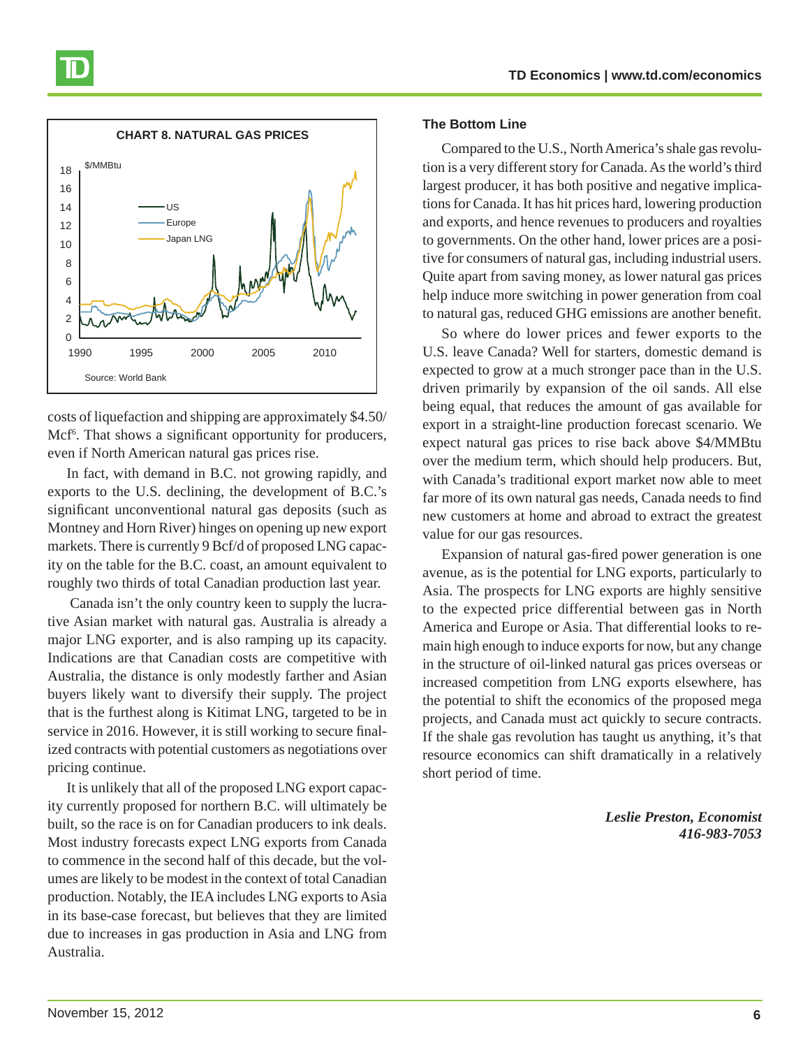**CHART 8. NATURAL GAS PRICES**

Source: World Bank

costs of liquefaction and shipping are approximately $4.50/Mcf[6]. That shows a significant opportunity for producers, even if North American natural gas prices rise.

In fact, with demand in B.C. not growing rapidly, and exports to the U.S. declining, the development of B.C.'s significant unconventional natural gas deposits (such as Montney and Horn River) hinges on opening up new export markets. There is currently 9 Bcf/d of proposed LNG capacity on the table for the B.C. coast, an amount equivalent to roughly two thirds of total Canadian production last year.

Canada isn't the only country keen to supply the lucrative Asian market with natural gas. Australia is already a major LNG exporter, and is also ramping up its capacity. Indications are that Canadian costs are competitive with Australia, the distance is only modestly farther and Asian buyers likely want to diversify their supply. The project that is the furthest along is Kitimat LNG, targeted to be in service in 2016. However, it is still working to secure finalized contracts with potential customers as negotiations over pricing continue.

It is unlikely that all of the proposed LNG export capacity currently proposed for northern B.C. will ultimately be built, so the race is on for Canadian producers to ink deals. Most industry forecasts expect LNG exports from Canada to commence in the second half of this decade, but the volumes are likely to be modest in the context of total Canadian production. Notably, the IEA includes LNG exports to Asia in its base-case forecast, but believes that they are limited due to increases in gas production in Asia and LNG from Australia.

### The Bottom Line

Compared to the U.S., North America's shale gas revolution is a very different story for Canada. As the world's third largest producer, it has both positive and negative implications for Canada. It has hit prices hard, lowering production and exports, and hence revenues to producers and royalties to governments. On the other hand, lower prices are a positive for consumers of natural gas, including industrial users. Quite apart from saving money, as lower natural gas prices help induce more switching in power generation from coal to natural gas, reduced GHG emissions are another benefit.

So where do lower prices and fewer exports to the U.S. leave Canada? Well for starters, domestic demand is expected to grow at a much stronger pace than in the U.S. driven primarily by expansion of the oil sands. All else being equal, that reduces the amount of gas available for export in a straight-line production forecast scenario. We expect natural gas prices to rise back above $4/MMBtu over the medium term, which should help producers. But, with Canada's traditional export market now able to meet far more of its own natural gas needs, Canada needs to find new customers at home and abroad to extract the greatest value for our gas resources.

Expansion of natural gas-fired power generation is one avenue, as is the potential for LNG exports, particularly to Asia. The prospects for LNG exports are highly sensitive to the expected price differential between gas in North America and Europe or Asia. That differential looks to remain high enough to induce exports for now, but any change in the structure of oil-linked natural gas prices overseas or increased competition from LNG exports elsewhere, has the potential to shift the economics of the proposed mega projects, and Canada must act quickly to secure contracts. If the shale gas revolution has taught us anything, it's that resource economics can shift dramatically in a relatively short period of time.

*Leslie Preston, Economist*
*416-983-7053*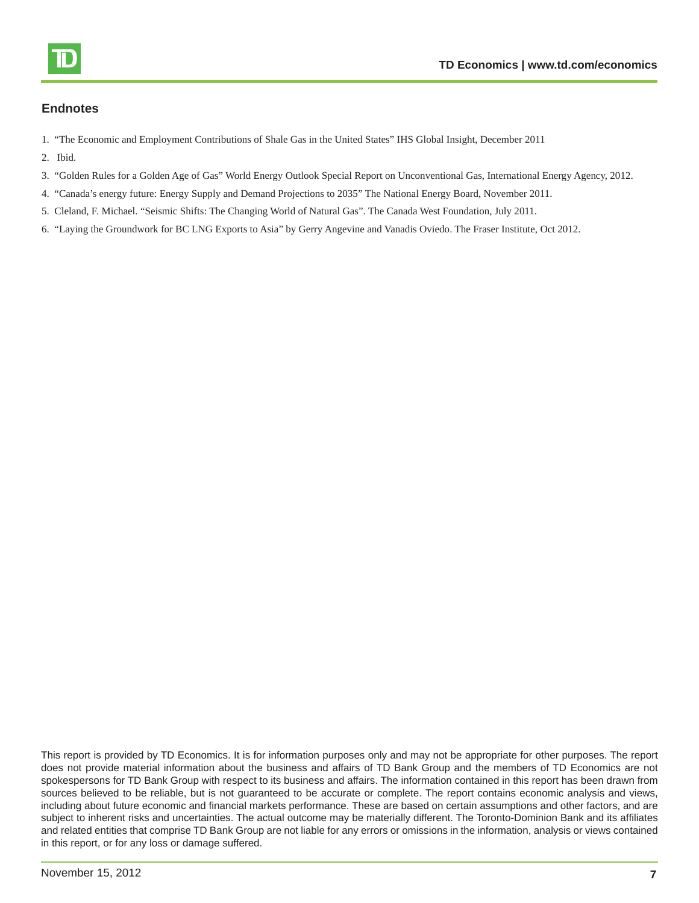## Endnotes

1. "The Economic and Employment Contributions of Shale Gas in the United States" IHS Global Insight, December 2011
2. Ibid.
3. "Golden Rules for a Golden Age of Gas" World Energy Outlook Special Report on Unconventional Gas, International Energy Agency, 2012.
4. "Canada's energy future: Energy Supply and Demand Projections to 2035" The National Energy Board, November 2011.
5. Cleland, F. Michael. "Seismic Shifts: The Changing World of Natural Gas". The Canada West Foundation, July 2011.
6. "Laying the Groundwork for BC LNG Exports to Asia" by Gerry Angevine and Vanadis Oviedo. The Fraser Institute, Oct 2012.

This report is provided by TD Economics. It is for information purposes only and may not be appropriate for other purposes. The report does not provide material information about the business and affairs of TD Bank Group and the members of TD Economics are not spokespersons for TD Bank Group with respect to its business and affairs. The information contained in this report has been drawn from sources believed to be reliable, but is not guaranteed to be accurate or complete. The report contains economic analysis and views, including about future economic and financial markets performance. These are based on certain assumptions and other factors, and are subject to inherent risks and uncertainties. The actual outcome may be materially different. The Toronto-Dominion Bank and its affiliates and related entities that comprise TD Bank Group are not liable for any errors or omissions in the information, analysis or views contained in this report, or for any loss or damage suffered.